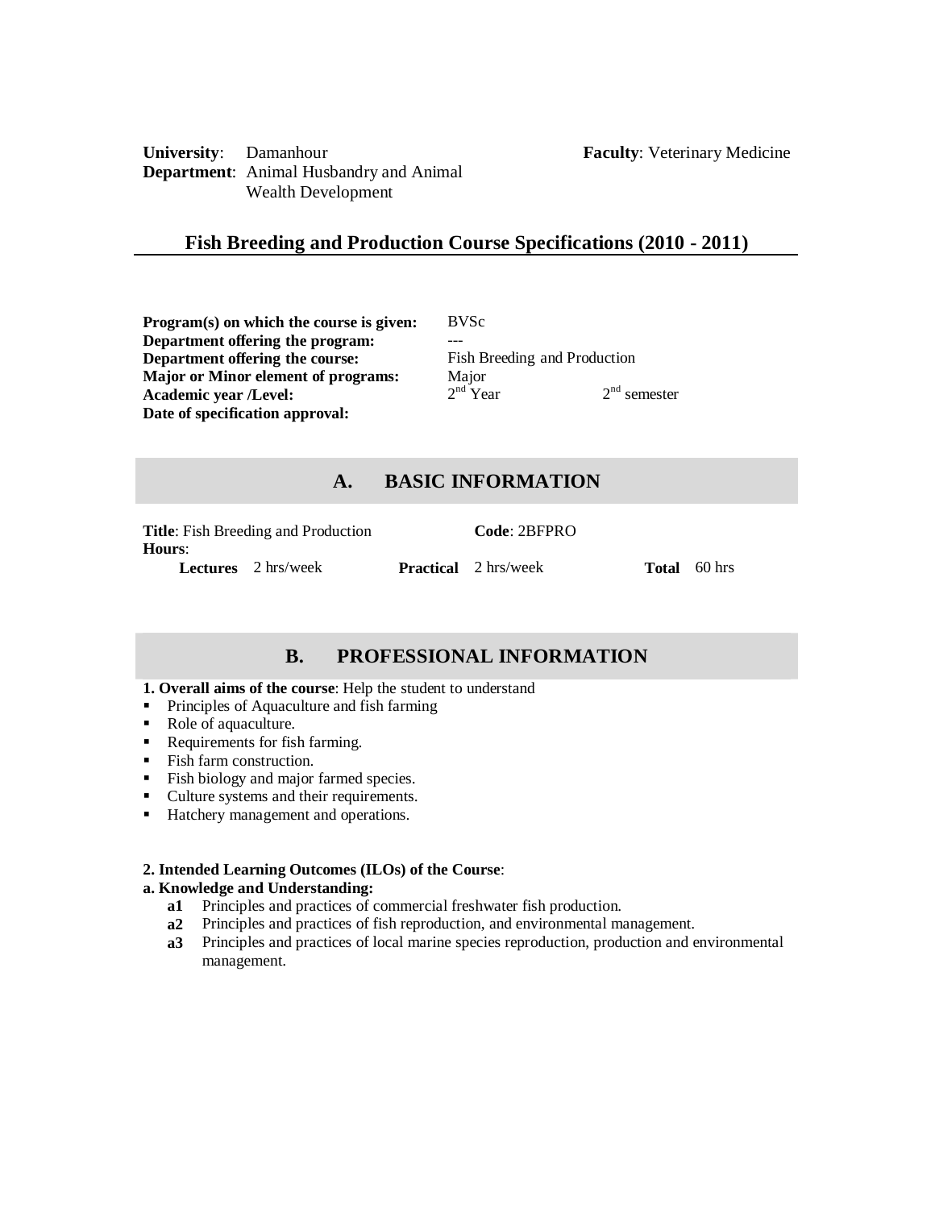**University**: Damanhour  
**Department**: Animal Husbandry and Animal Wealth Development

**Faculty**: Veterinary Medicine

# Fish Breeding and Production Course Specifications (2010 - 2011)

| | | |
|---|---|---|
| **Program(s) on which the course is given:** | BVSc | |
| **Department offering the program:** | --- | |
| **Department offering the course:** | Fish Breeding and Production | |
| **Major or Minor element of programs:** | Major | |
| **Academic year /Level:** | 2nd Year | 2nd semester |
| **Date of specification approval:** | | |

## A. BASIC INFORMATION

**Title**: Fish Breeding and Production **Code**: 2BFPRO  
**Hours**:  
**Lectures** 2 hrs/week **Practical** 2 hrs/week **Total** 60 hrs

## B. PROFESSIONAL INFORMATION

**1. Overall aims of the course**: Help the student to understand

- Principles of Aquaculture and fish farming
- Role of aquaculture.
- Requirements for fish farming.
- Fish farm construction.
- Fish biology and major farmed species.
- Culture systems and their requirements.
- Hatchery management and operations.

**2. Intended Learning Outcomes (ILOs) of the Course**:

**a. Knowledge and Understanding:**

- **a1** Principles and practices of commercial freshwater fish production.
- **a2** Principles and practices of fish reproduction, and environmental management.
- **a3** Principles and practices of local marine species reproduction, production and environmental management.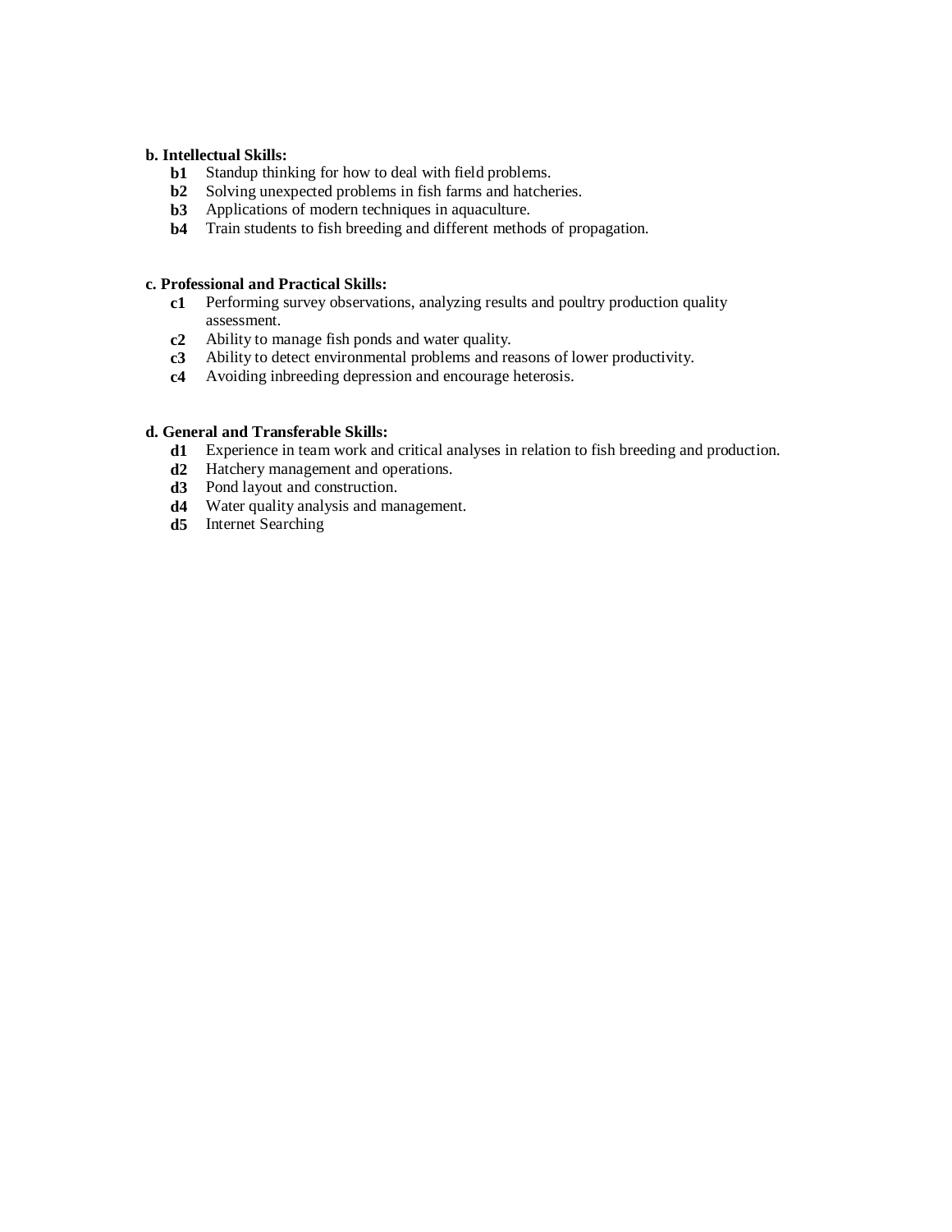**b. Intellectual Skills:**

- **b1** Standup thinking for how to deal with field problems.
- **b2** Solving unexpected problems in fish farms and hatcheries.
- **b3** Applications of modern techniques in aquaculture.
- **b4** Train students to fish breeding and different methods of propagation.

**c. Professional and Practical Skills:**

- **c1** Performing survey observations, analyzing results and poultry production quality assessment.
- **c2** Ability to manage fish ponds and water quality.
- **c3** Ability to detect environmental problems and reasons of lower productivity.
- **c4** Avoiding inbreeding depression and encourage heterosis.

**d. General and Transferable Skills:**

- **d1** Experience in team work and critical analyses in relation to fish breeding and production.
- **d2** Hatchery management and operations.
- **d3** Pond layout and construction.
- **d4** Water quality analysis and management.
- **d5** Internet Searching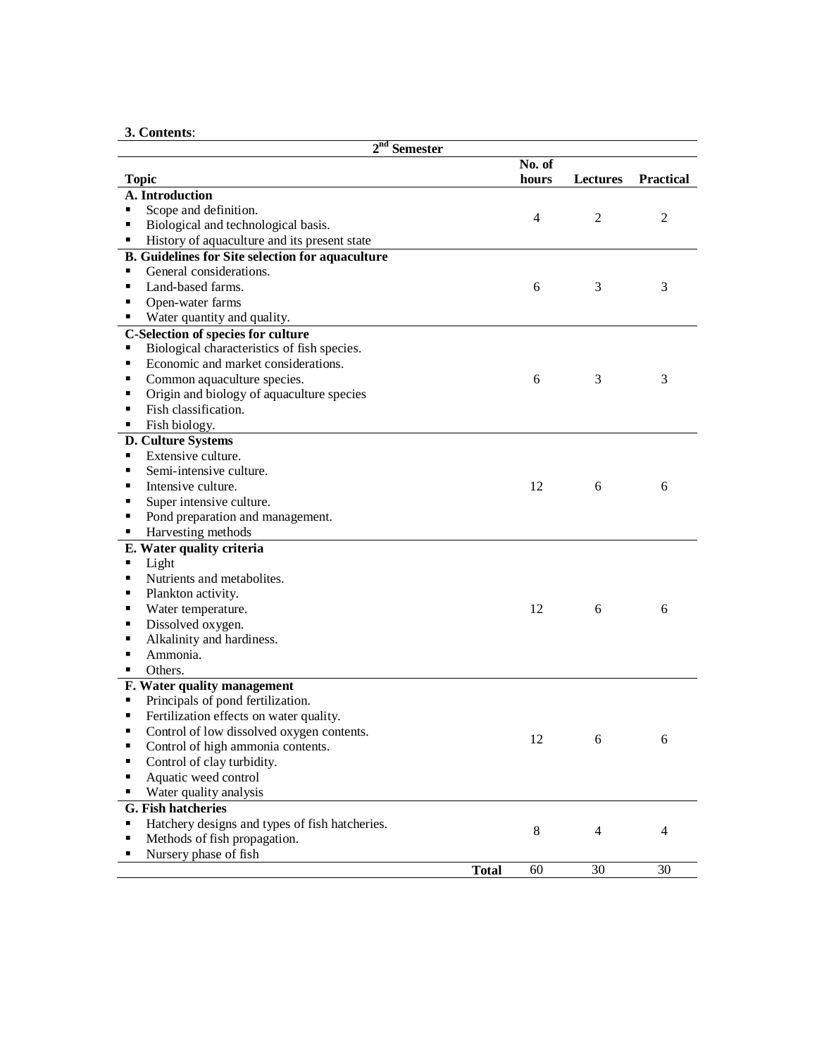**3. Contents**:

| 2nd Semester | | | |
|---|---|---|---|
| **Topic** | **No. of hours** | **Lectures** | **Practical** |
| **A. Introduction**<br>▪ Scope and definition.<br>▪ Biological and technological basis.<br>▪ History of aquaculture and its present state | 4 | 2 | 2 |
| **B. Guidelines for Site selection for aquaculture**<br>▪ General considerations.<br>▪ Land-based farms.<br>▪ Open-water farms<br>▪ Water quantity and quality. | 6 | 3 | 3 |
| **C-Selection of species for culture**<br>▪ Biological characteristics of fish species.<br>▪ Economic and market considerations.<br>▪ Common aquaculture species.<br>▪ Origin and biology of aquaculture species<br>▪ Fish classification.<br>▪ Fish biology. | 6 | 3 | 3 |
| **D. Culture Systems**<br>▪ Extensive culture.<br>▪ Semi-intensive culture.<br>▪ Intensive culture.<br>▪ Super intensive culture.<br>▪ Pond preparation and management.<br>▪ Harvesting methods | 12 | 6 | 6 |
| **E. Water quality criteria**<br>▪ Light<br>▪ Nutrients and metabolites.<br>▪ Plankton activity.<br>▪ Water temperature.<br>▪ Dissolved oxygen.<br>▪ Alkalinity and hardiness.<br>▪ Ammonia.<br>▪ Others. | 12 | 6 | 6 |
| **F. Water quality management**<br>▪ Principals of pond fertilization.<br>▪ Fertilization effects on water quality.<br>▪ Control of low dissolved oxygen contents.<br>▪ Control of high ammonia contents.<br>▪ Control of clay turbidity.<br>▪ Aquatic weed control<br>▪ Water quality analysis | 12 | 6 | 6 |
| **G. Fish hatcheries**<br>▪ Hatchery designs and types of fish hatcheries.<br>▪ Methods of fish propagation.<br>▪ Nursery phase of fish | 8 | 4 | 4 |
| **Total** | 60 | 30 | 30 |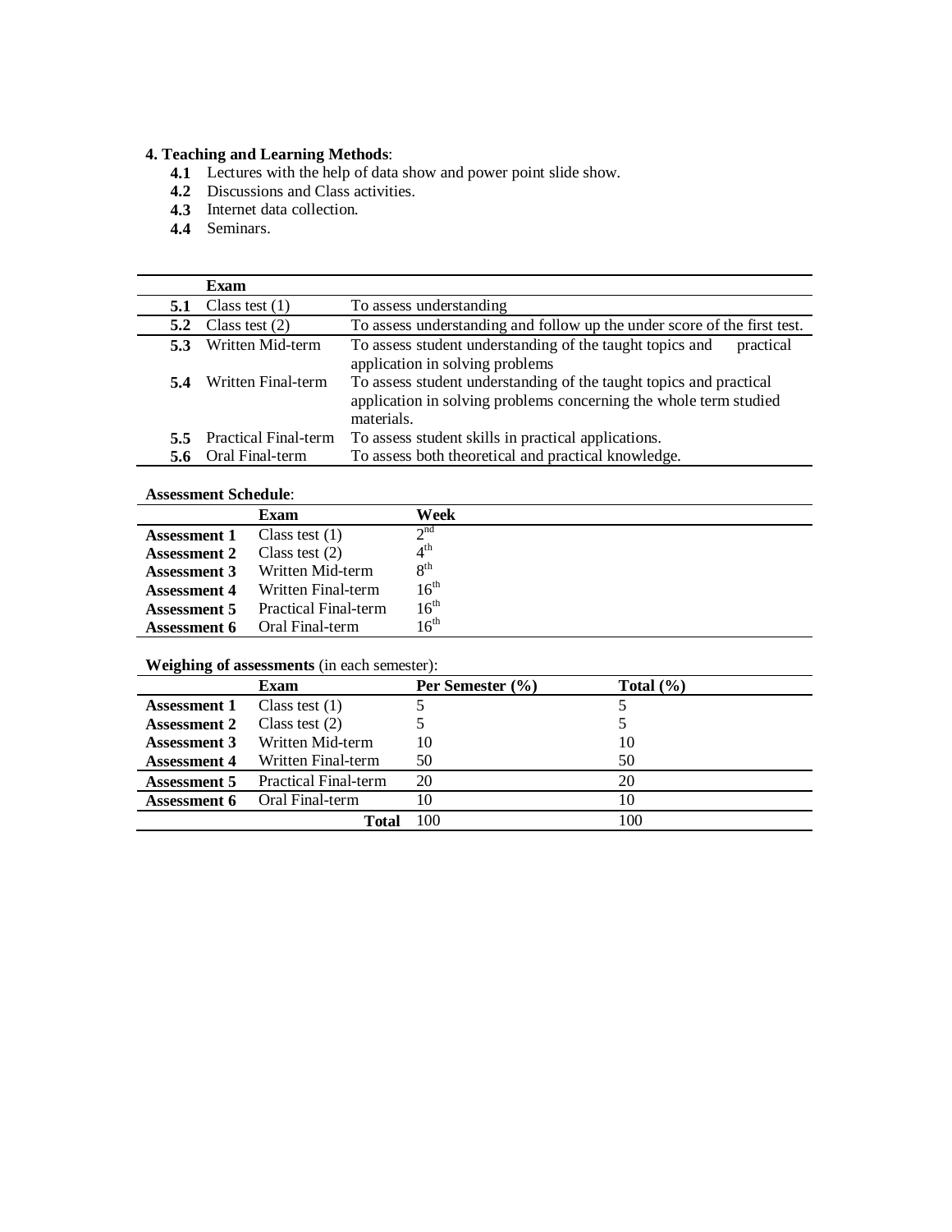**4. Teaching and Learning Methods**:

- **4.1** Lectures with the help of data show and power point slide show.
- **4.2** Discussions and Class activities.
- **4.3** Internet data collection.
- **4.4** Seminars.

| | Exam | |
|---|---|---|
| **5.1** | Class test (1) | To assess understanding |
| **5.2** | Class test (2) | To assess understanding and follow up the under score of the first test. |
| **5.3** | Written Mid-term | To assess student understanding of the taught topics and practical application in solving problems |
| **5.4** | Written Final-term | To assess student understanding of the taught topics and practical application in solving problems concerning the whole term studied materials. |
| **5.5** | Practical Final-term | To assess student skills in practical applications. |
| **5.6** | Oral Final-term | To assess both theoretical and practical knowledge. |

**Assessment Schedule**:

| | Exam | Week |
|---|---|---|
| **Assessment 1** | Class test (1) | 2nd |
| **Assessment 2** | Class test (2) | 4th |
| **Assessment 3** | Written Mid-term | 8th |
| **Assessment 4** | Written Final-term | 16th |
| **Assessment 5** | Practical Final-term | 16th |
| **Assessment 6** | Oral Final-term | 16th |

**Weighing of assessments** (in each semester):

| | Exam | Per Semester (%) | Total (%) |
|---|---|---|---|
| **Assessment 1** | Class test (1) | 5 | 5 |
| **Assessment 2** | Class test (2) | 5 | 5 |
| **Assessment 3** | Written Mid-term | 10 | 10 |
| **Assessment 4** | Written Final-term | 50 | 50 |
| **Assessment 5** | Practical Final-term | 20 | 20 |
| **Assessment 6** | Oral Final-term | 10 | 10 |
| | **Total** | 100 | 100 |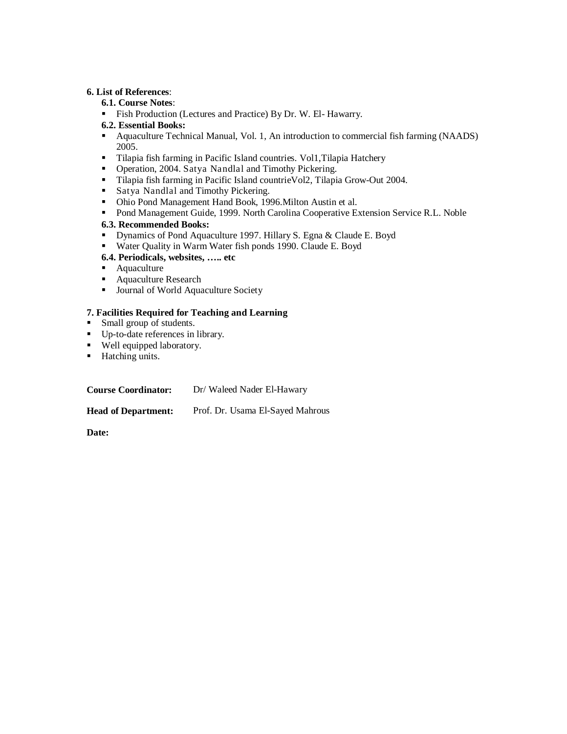**6. List of References**:

**6.1. Course Notes**:

- Fish Production (Lectures and Practice) By Dr. W. El- Hawarry.

**6.2. Essential Books:**

- Aquaculture Technical Manual, Vol. 1, An introduction to commercial fish farming (NAADS) 2005.
- Tilapia fish farming in Pacific Island countries. Vol1,Tilapia Hatchery
- Operation, 2004. Satya Nandlal and Timothy Pickering.
- Tilapia fish farming in Pacific Island countrieVol2, Tilapia Grow-Out 2004.
- Satya Nandlal and Timothy Pickering.
- Ohio Pond Management Hand Book, 1996.Milton Austin et al.
- Pond Management Guide, 1999. North Carolina Cooperative Extension Service R.L. Noble

**6.3. Recommended Books:**

- Dynamics of Pond Aquaculture 1997. Hillary S. Egna & Claude E. Boyd
- Water Quality in Warm Water fish ponds 1990. Claude E. Boyd

**6.4. Periodicals, websites, ….. etc**

- Aquaculture
- Aquaculture Research
- Journal of World Aquaculture Society

**7. Facilities Required for Teaching and Learning**

- Small group of students.
- Up-to-date references in library.
- Well equipped laboratory.
- Hatching units.

**Course Coordinator:** Dr/ Waleed Nader El-Hawary

**Head of Department:** Prof. Dr. Usama El-Sayed Mahrous

**Date:**